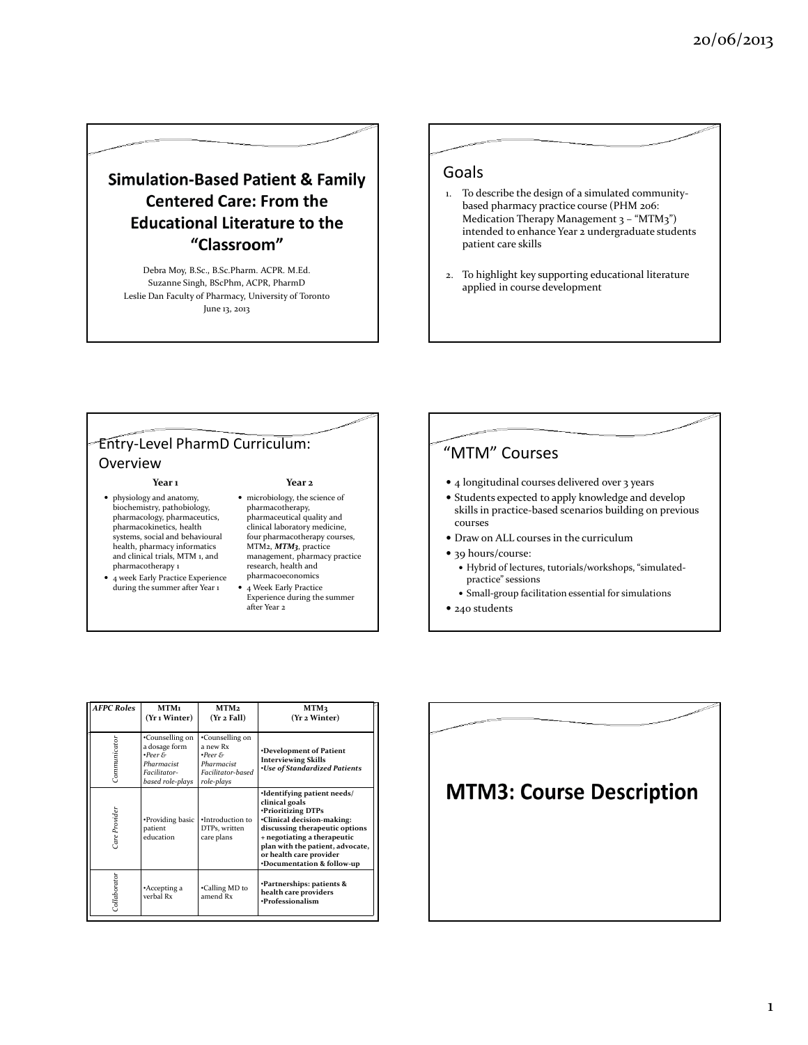# Simulation-Based Patient & Family Centered Care: From the Educational Literature to the "Classroom"

Debra Moy, B.Sc., B.Sc.Pharm. ACPR. M.Ed.
Suzanne Singh, BScPhm, ACPR, PharmD
Leslie Dan Faculty of Pharmacy, University of Toronto
June 13, 2013

## Goals

1. To describe the design of a simulated community-based pharmacy practice course (PHM 206: Medication Therapy Management 3 – "MTM3") intended to enhance Year 2 undergraduate students patient care skills
2. To highlight key supporting educational literature applied in course development

## Entry-Level PharmD Curriculum: Overview

**Year 1**

- physiology and anatomy, biochemistry, pathobiology, pharmacology, pharmaceutics, pharmacokinetics, health systems, social and behavioural health, pharmacy informatics and clinical trials, MTM 1, and pharmacotherapy 1
- 4 week Early Practice Experience during the summer after Year 1

**Year 2**

- microbiology, the science of pharmacotherapy, pharmaceutical quality and clinical laboratory medicine, four pharmacotherapy courses, MTM2, ***MTM3***, practice management, pharmacy practice research, health and pharmacoeconomics
- 4 Week Early Practice Experience during the summer after Year 2

## "MTM" Courses

- 4 longitudinal courses delivered over 3 years
- Students expected to apply knowledge and develop skills in practice-based scenarios building on previous courses
- Draw on ALL courses in the curriculum
- 39 hours/course:
  - Hybrid of lectures, tutorials/workshops, "simulated-practice" sessions
  - Small-group facilitation essential for simulations
- 240 students

| *AFPC Roles* | MTM1 (Yr 1 Winter) | MTM2 (Yr 2 Fall) | MTM3 (Yr 2 Winter) |
|---|---|---|---|
| *Communicator* | •Counselling on a dosage form •*Peer & Pharmacist Facilitator-based role-plays* | •Counselling on a new Rx •*Peer & Pharmacist Facilitator-based role-plays* | **•Development of Patient Interviewing Skills** ***•Use of Standardized Patients*** |
| *Care Provider* | •Providing basic patient education | •Introduction to DTPs, written care plans | **•Identifying patient needs/ clinical goals •Prioritizing DTPs •Clinical decision-making: discussing therapeutic options + negotiating a therapeutic plan with the patient, advocate, or health care provider •Documentation & follow-up** |
| *Collaborator* | •Accepting a verbal Rx | •Calling MD to amend Rx | **•Partnerships: patients & health care providers •Professionalism** |

# MTM3: Course Description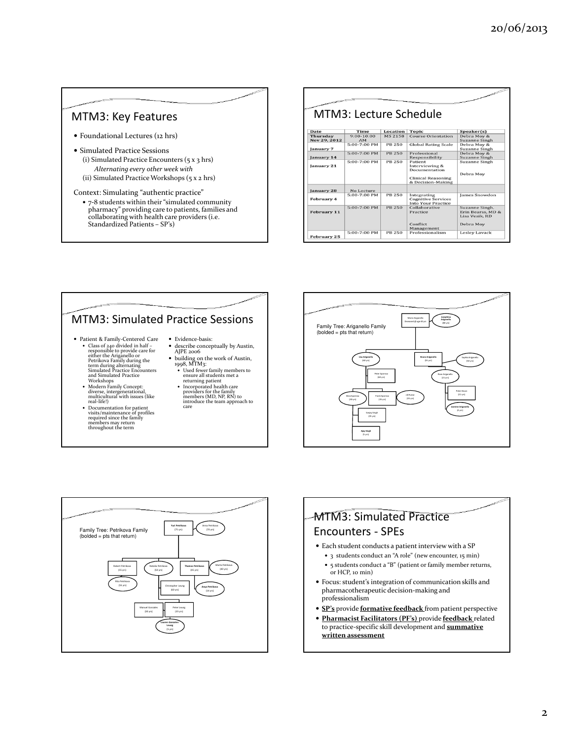## MTM3: Key Features

- Foundational Lectures (12 hrs)
- Simulated Practice Sessions
  - (i) Simulated Practice Encounters (5 x 3 hrs)
    - *Alternating every other week with*
  - (ii) Simulated Practice Workshops (5 x 2 hrs)

Context: Simulating "authentic practice"

- 7-8 students within their "simulated community pharmacy" providing care to patients, families and collaborating with health care providers (i.e. Standardized Patients – SP's)

## MTM3: Lecture Schedule

| Date | Time | Location | Topic | Speaker(s) |
|---|---|---|---|---|
| Thursday Nov 29, 2012 | 9:00-10:00 AM | MS 2158 | Course Orientation | Debra Moy & Suzanne Singh |
| January 7 | 5:00-7:00 PM | PB 250 | Global Rating Scale | Debra Moy & Suzanne Singh |
| January 14 | 5:00-7:00 PM | PB 250 | Professional Responsibility | Debra Moy & Suzanne Singh |
| January 21 | 5:00-7:00 PM | PB 250 | Patient Interviewing & Documentation<br>Clinical Reasoning & Decision-Making | Suzanne Singh<br>Debra Moy |
| January 28 | No Lecture | | | |
| February 4 | 5:00-7:00 PM | PB 250 | Integrating Cognitive Services Into Your Practice | James Snowdon |
| February 11 | 5:00-7:00 PM | PB 250 | Collaborative Practice<br>Conflict Management | Suzanne Singh, Erin Bearss, MD & Lisa Vesik, RD<br>Debra Moy |
| February 25 | 5:00-7:00 PM | PB 250 | Professionalism | Lesley Lavack |

## MTM3: Simulated Practice Sessions

- Patient & Family-Centered Care
  - Class of 240 divided in half – responsible to provide care for either the Ariganello or Petrikova Family during the term during alternating Simulated Practice Encounters and Simulated Practice Workshops
  - Modern Family Concept: diverse, intergenerational, multicultural with issues (like real-life!)
  - Documentation for patient visits/maintenance of profiles required since the family members may return throughout the term
- Evidence-basis:
- describe conceptually by Austin, AJPE 2006
- building on the work of Austin, 1998, MTM3:
  - Used fewer family members to ensure all students met a returning patient
  - Incorporated health care providers for the family members (MD, NP, RN) to introduce the team approach to care

Family Tree: Ariganello Family
(bolded = pts that return)

Mario Ariganello Deceased @ age 63 yrs; **Josephine Ariganello** (80 yrs); **Lisa Ariganello** (60 yrs); **Bruno Ariganello** (55 yrs); Sophia Ariganello (50 yrs); Peter Sparrow (60 yrs); Rosa Ariganello (23 yrs); Peter Dixon (21 yrs); Sheila Sparrow (30 yrs); Frank Sparrow (30 yrs); Jill Porter (35 yrs); **Jasmine Ariganello** (6 yrs); Sanjay Singh (35 yrs); **Ajay Singh** (5 yrs)

Family Tree: Petrikova Family
(bolded = pts that return)

**Yuri Petrikova** (75 yrs); Anna Petrikova (70 yrs); Robert Petrikova (55 yrs); Natalia Petrikova (50 yrs); **Thomas Petrikova** (65 yrs); Marta Petrikova (80 yrs); Rita Petrikova (55 yrs); Christopher Leung (60 yrs); **Anya Petrikova** (14 yrs); Manuel Gonzales (30 yrs); Peter Leung (35 yrs); **Lauren Gonzales-Leung** (5 yrs)

## MTM3: Simulated Practice Encounters - SPEs

- Each student conducts a patient interview with a SP
  - 3 students conduct an "A role" (new encounter, 15 min)
  - 5 students conduct a "B" (patient or family member returns, or HCP, 10 min)
- Focus: student's integration of communication skills and pharmacotherapeutic decision-making and professionalism
- **SP's** provide **formative feedback** from patient perspective
- **Pharmacist Facilitators (PF's)** provide **feedback** related to practice-specific skill development and **summative written assessment**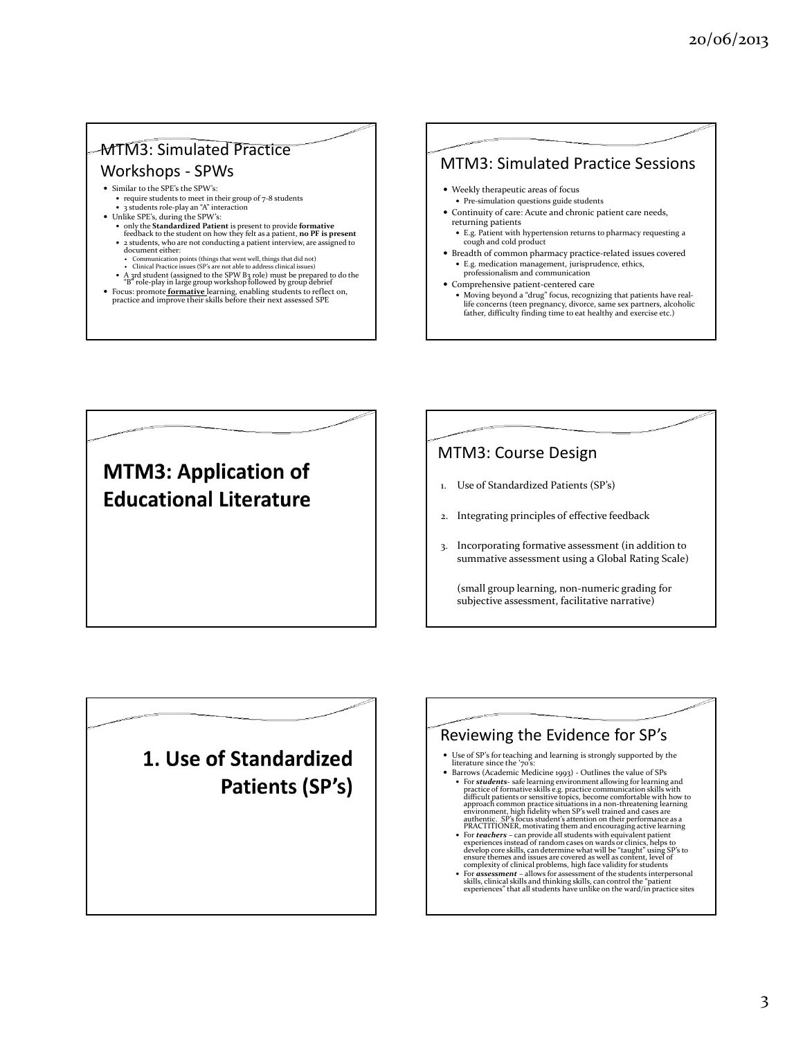## MTM3: Simulated Practice Workshops - SPWs

- Similar to the SPE's the SPW's:
  - require students to meet in their group of 7-8 students
  - 3 students role-play an "A" interaction
- Unlike SPE's, during the SPW's:
  - only the **Standardized Patient** is present to provide **formative** feedback to the student on how they felt as a patient, **no PF is present**
  - 2 students, who are not conducting a patient interview, are assigned to document either:
    - Communication points (things that went well, things that did not)
    - Clinical Practice issues (SP's are not able to address clinical issues)
  - A 3rd student (assigned to the SPW B3 role) must be prepared to do the "B" role-play in large group workshop followed by group debrief
- Focus: promote **formative** learning, enabling students to reflect on, practice and improve their skills before their next assessed SPE

## MTM3: Simulated Practice Sessions

- Weekly therapeutic areas of focus
  - Pre-simulation questions guide students
- Continuity of care: Acute and chronic patient care needs, returning patients
  - E.g. Patient with hypertension returns to pharmacy requesting a cough and cold product
- Breadth of common pharmacy practice-related issues covered
  - E.g. medication management, jurisprudence, ethics, professionalism and communication
- Comprehensive patient-centered care
  - Moving beyond a "drug" focus, recognizing that patients have real-life concerns (teen pregnancy, divorce, same sex partners, alcoholic father, difficulty finding time to eat healthy and exercise etc.)

# MTM3: Application of Educational Literature

## MTM3: Course Design

1. Use of Standardized Patients (SP's)
2. Integrating principles of effective feedback
3. Incorporating formative assessment (in addition to summative assessment using a Global Rating Scale)

(small group learning, non-numeric grading for subjective assessment, facilitative narrative)

# 1. Use of Standardized Patients (SP's)

## Reviewing the Evidence for SP's

- Use of SP's for teaching and learning is strongly supported by the literature since the '70's:
- Barrows (Academic Medicine 1993) - Outlines the value of SPs
  - For ***students***- safe learning environment allowing for learning and practice of formative skills e.g. practice communication skills with difficult patients or sensitive topics, become comfortable with how to approach common practice situations in a non-threatening learning environment, high fidelity when SP's well trained and cases are authentic. SP's focus student's attention on their performance as a PRACTITIONER, motivating them and encouraging active learning
  - For ***teachers*** – can provide all students with equivalent patient experiences instead of random cases on wards or clinics, helps to develop core skills, can determine what will be "taught" using SP's to ensure themes and issues are covered as well as content, level of complexity of clinical problems, high face validity for students
  - For ***assessment*** – allows for assessment of the students interpersonal skills, clinical skills and thinking skills, can control the "patient experiences" that all students have unlike on the ward/in practice sites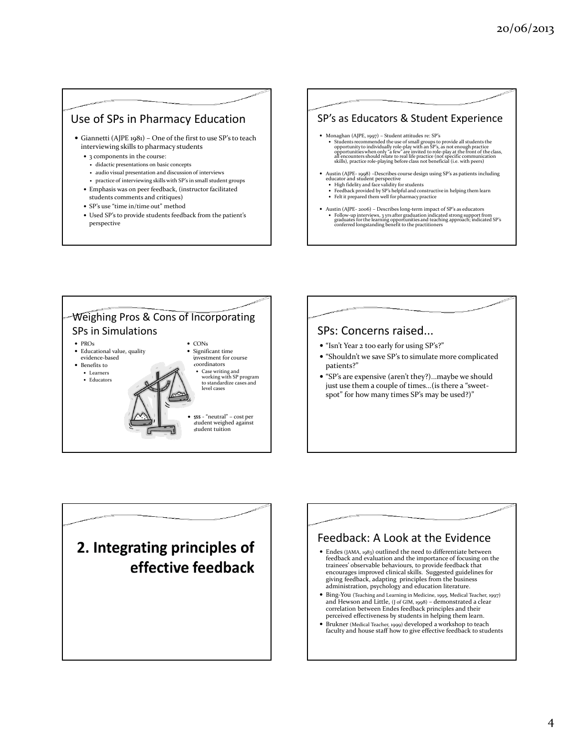## Use of SPs in Pharmacy Education

- Giannetti (AJPE 1981) – One of the first to use SP's to teach interviewing skills to pharmacy students
  - 3 components in the course:
    - didactic presentations on basic concepts
    - audio visual presentation and discussion of interviews
    - practice of interviewing skills with SP's in small student groups
  - Emphasis was on peer feedback, (instructor facilitated students comments and critiques)
  - SP's use "time in/time out" method
  - Used SP's to provide students feedback from the patient's perspective

## SP's as Educators & Student Experience

- Monaghan (AJPE, 1997) – Student attitudes re: SP's
  - Students recommended the use of small groups to provide all students the opportunity to individually role-play with an SP's, as not enough practice opportunities when only "a few" are invited to role-play at the front of the class, all encounters should relate to real life practice (not specific communication skills), practice role-playing before class not beneficial (i.e. with peers)
- Austin (AJPE- 1998) –Describes course design using SP's as patients including educator and student perspective
  - High fidelity and face validity for students
  - Feedback provided by SP's helpful and constructive in helping them learn
  - Felt it prepared them well for pharmacy practice
- Austin (AJPE- 2006) – Describes long-term impact of SP's as educators
  - Follow-up interviews, 3 yrs after graduation indicated strong support from graduates for the learning opportunities and teaching approach; indicated SP's conferred longstanding benefit to the practitioners

## Weighing Pros & Cons of Incorporating SPs in Simulations

- PROs
- Educational value, quality evidence-based
- Benefits to
  - Learners
  - Educators

- CONs
- Significant time investment for course coordinators
  - Case writing and working with SP program to standardize cases and level cases
- $$$ - "neutral" – cost per student weighed against student tuition

## SPs: Concerns raised...

- "Isn't Year 2 too early for using SP's?"
- "Shouldn't we save SP's to simulate more complicated patients?"
- "SP's are expensive (aren't they?)...maybe we should just use them a couple of times...(is there a "sweet-spot" for how many times SP's may be used?)"

# 2. Integrating principles of effective feedback

## Feedback: A Look at the Evidence

- Endes (JAMA, 1983) outlined the need to differentiate between feedback and evaluation and the importance of focusing on the trainees' observable behaviours, to provide feedback that encourages improved clinical skills. Suggested guidelines for giving feedback, adapting principles from the business administration, psychology and education literature.
- Bing-You (Teaching and Learning in Medicine, 1995, Medical Teacher, 1997) and Hewson and Little, (J of GIM, 1998) – demonstrated a clear correlation between Endes feedback principles and their perceived effectiveness by students in helping them learn.
- Brukner (Medical Teacher, 1999) developed a workshop to teach faculty and house staff how to give effective feedback to students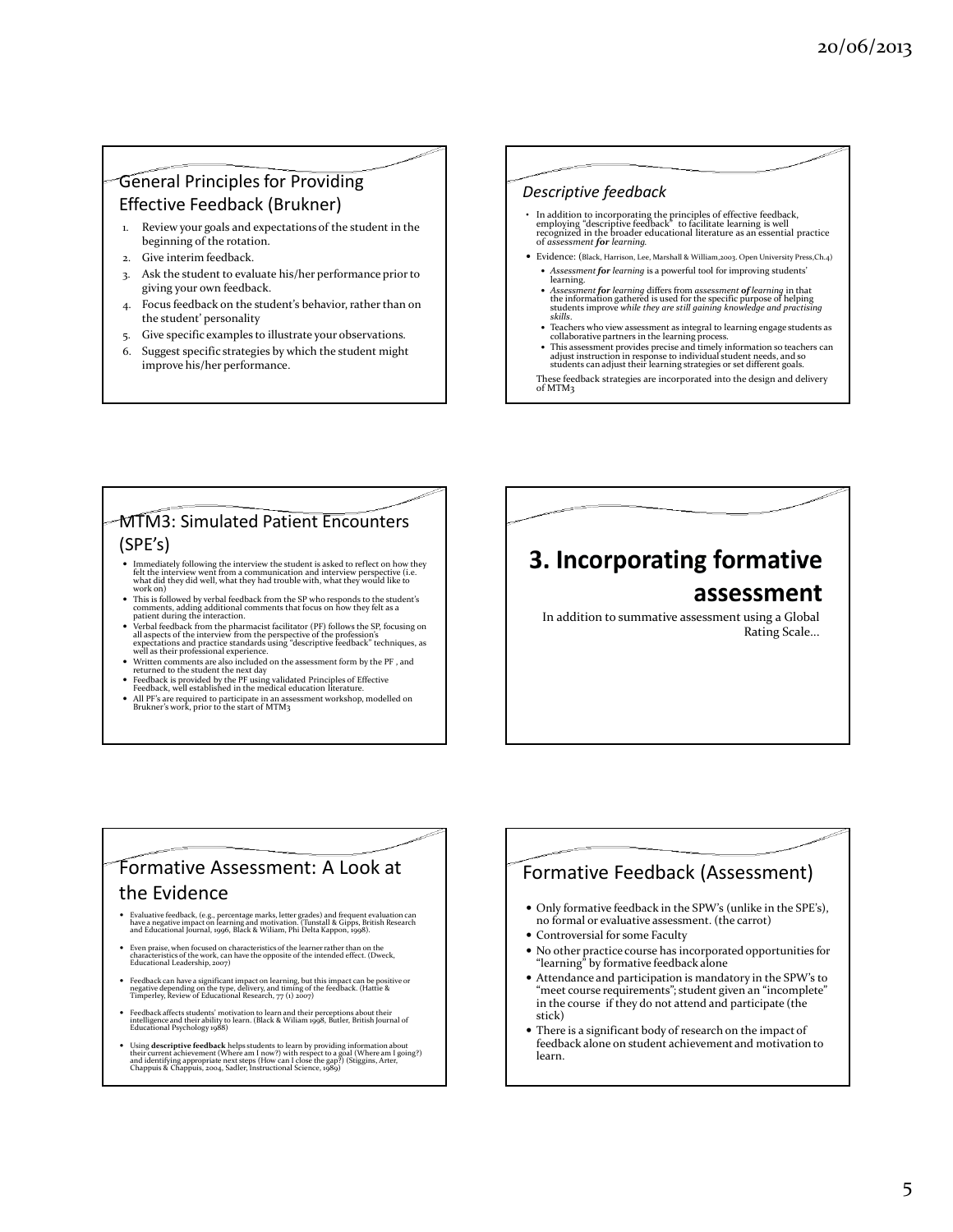## General Principles for Providing Effective Feedback (Brukner)

1. Review your goals and expectations of the student in the beginning of the rotation.
2. Give interim feedback.
3. Ask the student to evaluate his/her performance prior to giving your own feedback.
4. Focus feedback on the student's behavior, rather than on the student' personality
5. Give specific examples to illustrate your observations.
6. Suggest specific strategies by which the student might improve his/her performance.

## *Descriptive feedback*

- In addition to incorporating the principles of effective feedback, employing "descriptive feedback" to facilitate learning is well recognized in the broader educational literature as an essential practice of *assessment **for** learning.*
- Evidence: (Black, Harrison, Lee, Marshall & William,2003. Open University Press,Ch.4)
  - *Assessment **for** learning* is a powerful tool for improving students' learning.
  - *Assessment **for** learning* differs from *assessment **of** learning* in that the information gathered is used for the specific purpose of helping students improve *while they are still gaining knowledge and practising skills.*
  - Teachers who view assessment as integral to learning engage students as collaborative partners in the learning process.
  - This assessment provides precise and timely information so teachers can adjust instruction in response to individual student needs, and so students can adjust their learning strategies or set different goals.

These feedback strategies are incorporated into the design and delivery of MTM3

## MTM3: Simulated Patient Encounters (SPE's)

- Immediately following the interview the student is asked to reflect on how they felt the interview went from a communication and interview perspective (i.e. what did they did well, what they had trouble with, what they would like to work on)
- This is followed by verbal feedback from the SP who responds to the student's comments, adding additional comments that focus on how they felt as a patient during the interaction.
- Verbal feedback from the pharmacist facilitator (PF) follows the SP, focusing on all aspects of the interview from the perspective of the profession's expectations and practice standards using "descriptive feedback" techniques, as well as their professional experience.
- Written comments are also included on the assessment form by the PF , and returned to the student the next day
- Feedback is provided by the PF using validated Principles of Effective Feedback, well established in the medical education literature.
- All PF's are required to participate in an assessment workshop, modelled on Brukner's work, prior to the start of MTM3

# 3. Incorporating formative assessment

In addition to summative assessment using a Global Rating Scale...

## Formative Assessment: A Look at the Evidence

- Evaluative feedback, (e.g., percentage marks, letter grades) and frequent evaluation can have a negative impact on learning and motivation. (Tunstall & Gipps, British Research and Educational Journal, 1996, Black & Wiliam, Phi Delta Kappon, 1998).
- Even praise, when focused on characteristics of the learner rather than on the characteristics of the work, can have the opposite of the intended effect. (Dweck, Educational Leadership, 2007)
- Feedback can have a significant impact on learning, but this impact can be positive or negative depending on the type, delivery, and timing of the feedback. (Hattie & Timperley, Review of Educational Research, 77 (1) 2007)
- Feedback affects students' motivation to learn and their perceptions about their intelligence and their ability to learn. (Black & Wiliam 1998, Butler, British Journal of Educational Psychology 1988)
- Using **descriptive feedback** helps students to learn by providing information about their current achievement (Where am I now?) with respect to a goal (Where am I going?) and identifying appropriate next steps (How can I close the gap?) (Stiggins, Arter, Chappuis & Chappuis, 2004, Sadler, Instructional Science, 1989)

## Formative Feedback (Assessment)

- Only formative feedback in the SPW's (unlike in the SPE's), no formal or evaluative assessment. (the carrot)
- Controversial for some Faculty
- No other practice course has incorporated opportunities for "learning" by formative feedback alone
- Attendance and participation is mandatory in the SPW's to "meet course requirements"; student given an "incomplete" in the course if they do not attend and participate (the stick)
- There is a significant body of research on the impact of feedback alone on student achievement and motivation to learn.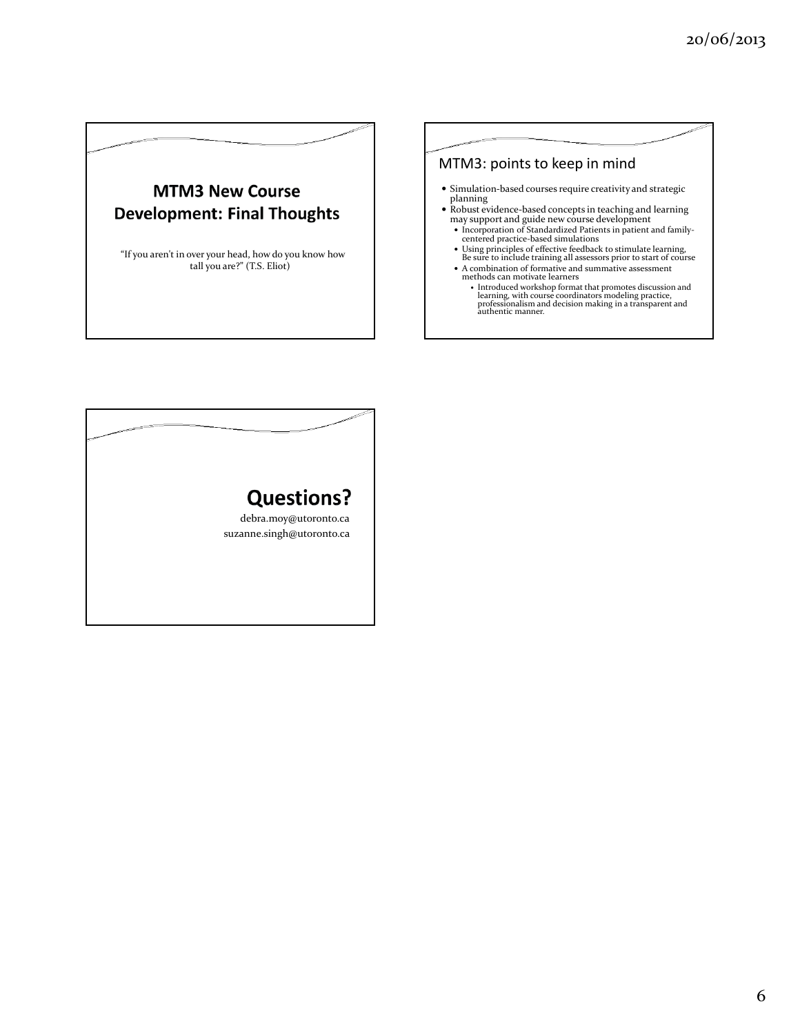# MTM3 New Course Development: Final Thoughts

"If you aren't in over your head, how do you know how tall you are?" (T.S. Eliot)

## MTM3: points to keep in mind

- Simulation-based courses require creativity and strategic planning
- Robust evidence-based concepts in teaching and learning may support and guide new course development
  - Incorporation of Standardized Patients in patient and family-centered practice-based simulations
  - Using principles of effective feedback to stimulate learning, Be sure to include training all assessors prior to start of course
  - A combination of formative and summative assessment methods can motivate learners
    - Introduced workshop format that promotes discussion and learning, with course coordinators modeling practice, professionalism and decision making in a transparent and authentic manner.

# Questions?

debra.moy@utoronto.ca
suzanne.singh@utoronto.ca